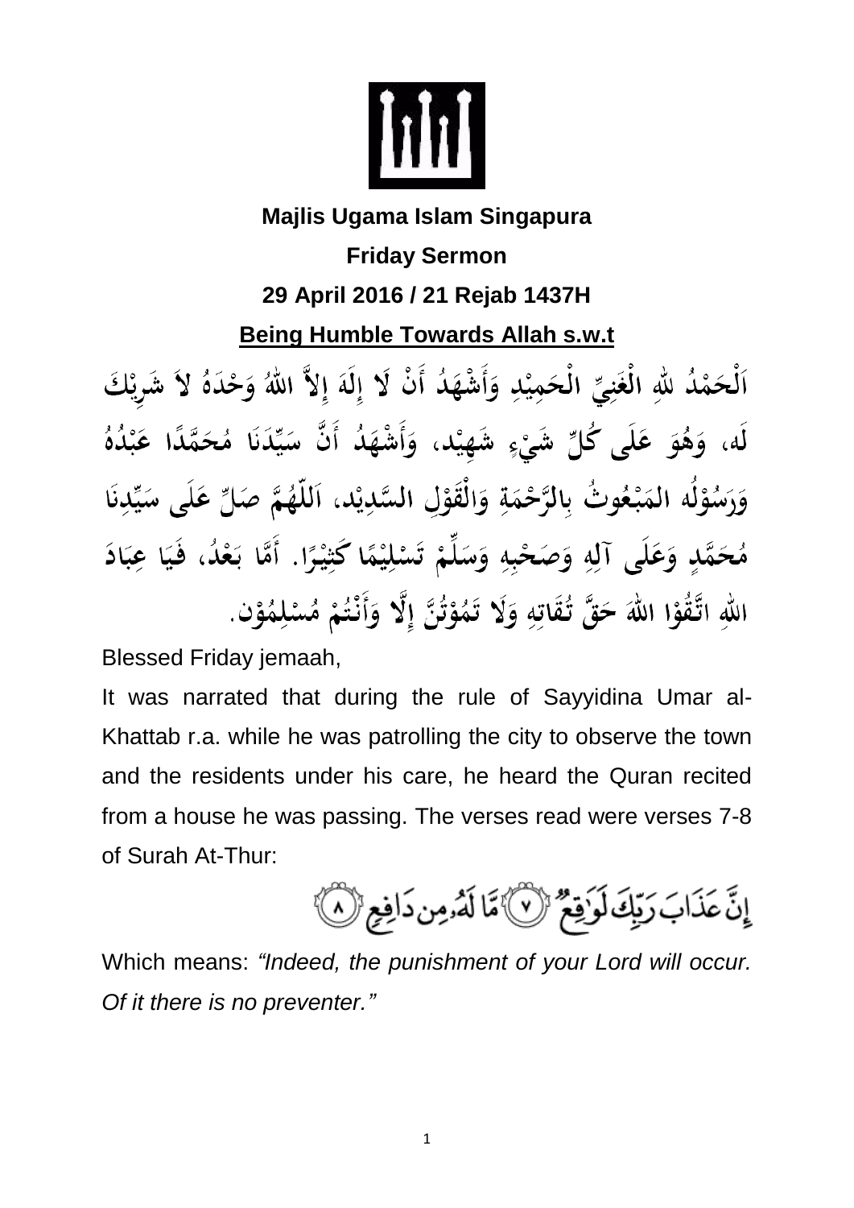**Majlis Ugama Islam Singapura**

**Friday Sermon**

**29 April 2016 / 21 Rejab 1437H**

## Being Humble Towards Allah s.w.t

اَلْحَمْدُ للهِ الْغَنِيِّ الْحَمِيْدِ وَأَشْهَدُ أَنْ لَا إِلَهَ إِلاَّ اللهُ وَحْدَهُ لاَ شَرِيْكَ لَه، وَهُوَ عَلَى كُلِّ شَيْءٍ شَهِيْد، وَأَشْهَدُ أَنَّ سَيِّدَنَا مُحَمَّدًا عَبْدُهُ وَرَسُوْلُه المَبْعُوثُ بِالرَّحْمَةِ وَالْقَوْلِ السَّدِيْد، اَللّٰهُمَّ صَلِّ عَلَى سَيِّدِنَا مُحَمَّدٍ وَعَلَى آلِهِ وَصَحْبِهِ وَسَلِّمْ تَسْلِيْمًا كَثِيْرًا. أَمَّا بَعْدُ، فَيَا عِبَادَ اللهِ اتَّقُوْا اللهَ حَقَّ تُقَاتِهِ وَلَا تَمُوْتُنَّ إِلَّا وَأَنْتُمْ مُسْلِمُوْن.

Blessed Friday jemaah,

It was narrated that during the rule of Sayyidina Umar al-Khattab r.a. while he was patrolling the city to observe the town and the residents under his care, he heard the Quran recited from a house he was passing. The verses read were verses 7-8 of Surah At-Thur:

إِنَّ عَذَابَ رَبِّكَ لَوَاقِعٌ ﴿٧﴾ مَّا لَهُۥ مِن دَافِعٍ ﴿٨﴾

Which means: *"Indeed, the punishment of your Lord will occur. Of it there is no preventer."*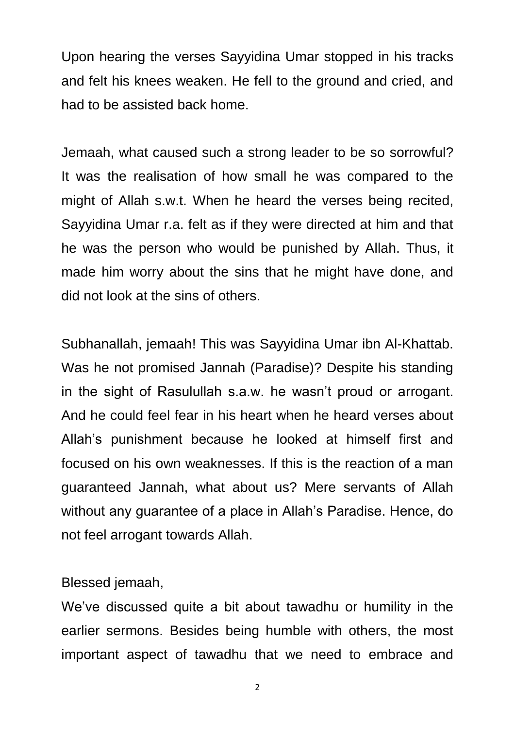Upon hearing the verses Sayyidina Umar stopped in his tracks and felt his knees weaken. He fell to the ground and cried, and had to be assisted back home.

Jemaah, what caused such a strong leader to be so sorrowful? It was the realisation of how small he was compared to the might of Allah s.w.t. When he heard the verses being recited, Sayyidina Umar r.a. felt as if they were directed at him and that he was the person who would be punished by Allah. Thus, it made him worry about the sins that he might have done, and did not look at the sins of others.

Subhanallah, jemaah! This was Sayyidina Umar ibn Al-Khattab. Was he not promised Jannah (Paradise)? Despite his standing in the sight of Rasulullah s.a.w. he wasn't proud or arrogant. And he could feel fear in his heart when he heard verses about Allah's punishment because he looked at himself first and focused on his own weaknesses. If this is the reaction of a man guaranteed Jannah, what about us? Mere servants of Allah without any guarantee of a place in Allah's Paradise. Hence, do not feel arrogant towards Allah.

Blessed jemaah,

We've discussed quite a bit about tawadhu or humility in the earlier sermons. Besides being humble with others, the most important aspect of tawadhu that we need to embrace and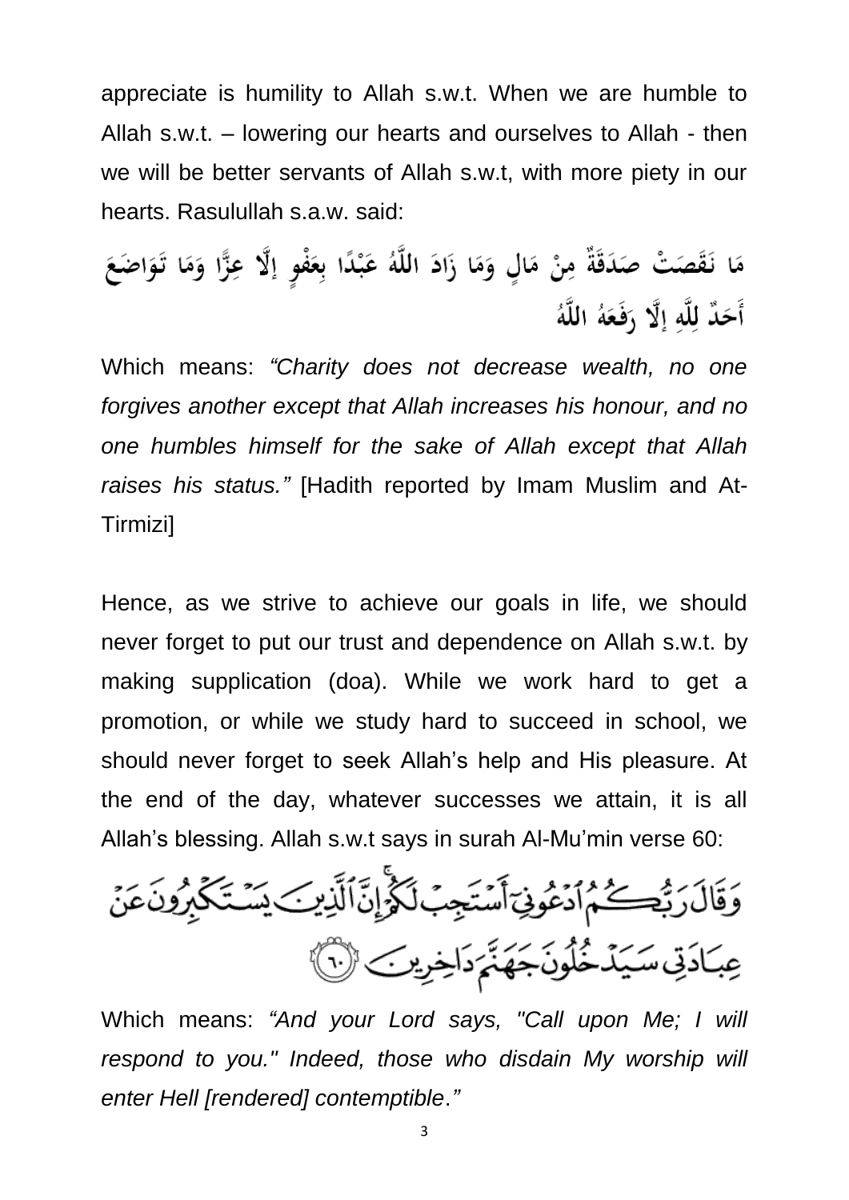appreciate is humility to Allah s.w.t. When we are humble to Allah s.w.t. – lowering our hearts and ourselves to Allah - then we will be better servants of Allah s.w.t, with more piety in our hearts. Rasulullah s.a.w. said:

مَا نَقَصَتْ صَدَقَةٌ مِنْ مَالٍ وَمَا زَادَ اللَّهُ عَبْدًا بِعَفْوٍ إِلَّا عِزًّا وَمَا تَوَاضَعَ أَحَدٌ لِلَّهِ إِلَّا رَفَعَهُ اللَّهُ

Which means: *"Charity does not decrease wealth, no one forgives another except that Allah increases his honour, and no one humbles himself for the sake of Allah except that Allah raises his status."* [Hadith reported by Imam Muslim and At-Tirmizi]

Hence, as we strive to achieve our goals in life, we should never forget to put our trust and dependence on Allah s.w.t. by making supplication (doa). While we work hard to get a promotion, or while we study hard to succeed in school, we should never forget to seek Allah's help and His pleasure. At the end of the day, whatever successes we attain, it is all Allah's blessing. Allah s.w.t says in surah Al-Mu'min verse 60:

وَقَالَ رَبُّكُمُ ادْعُونِي أَسْتَجِبْ لَكُمْ إِنَّ الَّذِينَ يَسْتَكْبِرُونَ عَنْ عِبَادَتِي سَيَدْخُلُونَ جَهَنَّمَ دَاخِرِينَ ﴿٦٠﴾

Which means: *"And your Lord says, "Call upon Me; I will respond to you." Indeed, those who disdain My worship will enter Hell [rendered] contemptible."*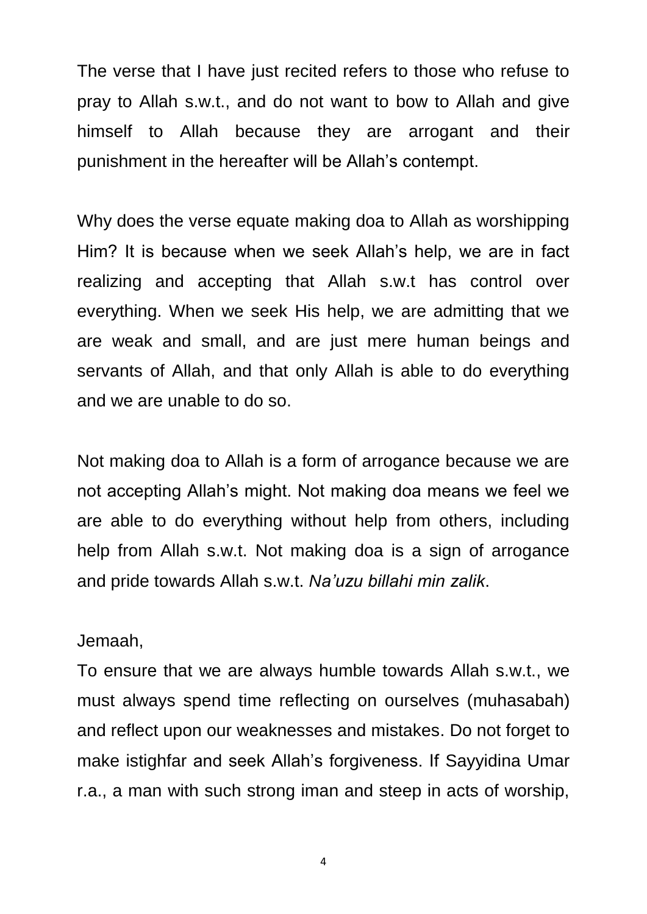The verse that I have just recited refers to those who refuse to pray to Allah s.w.t., and do not want to bow to Allah and give himself to Allah because they are arrogant and their punishment in the hereafter will be Allah's contempt.

Why does the verse equate making doa to Allah as worshipping Him? It is because when we seek Allah's help, we are in fact realizing and accepting that Allah s.w.t has control over everything. When we seek His help, we are admitting that we are weak and small, and are just mere human beings and servants of Allah, and that only Allah is able to do everything and we are unable to do so.

Not making doa to Allah is a form of arrogance because we are not accepting Allah's might. Not making doa means we feel we are able to do everything without help from others, including help from Allah s.w.t. Not making doa is a sign of arrogance and pride towards Allah s.w.t. *Na'uzu billahi min zalik*.

Jemaah,

To ensure that we are always humble towards Allah s.w.t., we must always spend time reflecting on ourselves (muhasabah) and reflect upon our weaknesses and mistakes. Do not forget to make istighfar and seek Allah's forgiveness. If Sayyidina Umar r.a., a man with such strong iman and steep in acts of worship,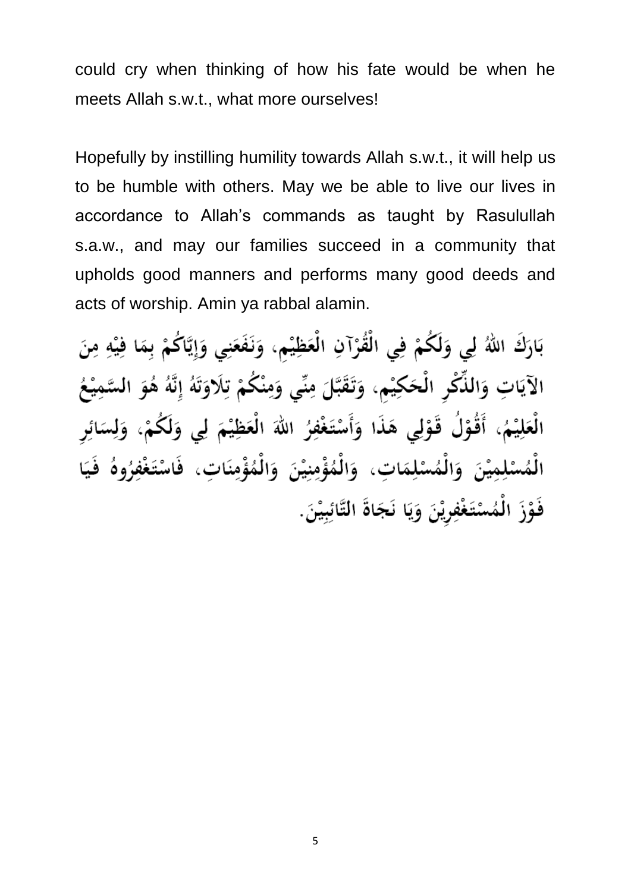could cry when thinking of how his fate would be when he meets Allah s.w.t., what more ourselves!

Hopefully by instilling humility towards Allah s.w.t., it will help us to be humble with others. May we be able to live our lives in accordance to Allah's commands as taught by Rasulullah s.a.w., and may our families succeed in a community that upholds good manners and performs many good deeds and acts of worship. Amin ya rabbal alamin.

بَارَكَ اللهُ لِي وَلَكُمْ فِي الْقُرْآنِ الْعَظِيْمِ، وَنَفَعَنِي وَإِيَّاكُمْ بِمَا فِيْهِ مِنَ الآيَاتِ وَالذِّكْرِ الْحَكِيْمِ، وَتَقَبَّلَ مِنِّي وَمِنْكُمْ تِلَاوَتَهُ إِنَّهُ هُوَ السَّمِيْعُ الْعَلِيْمُ، أَقُوْلُ قَوْلِي هَذَا وَأَسْتَغْفِرُ اللهَ الْعَظِيْمَ لِي وَلَكُمْ، وَلِسَائِرِ الْمُسْلِمِيْنَ وَالْمُسْلِمَاتِ، وَالْمُؤْمِنِيْنَ وَالْمُؤْمِنَاتِ، فَاسْتَغْفِرُوهُ فَيَا فَوْزَ الْمُسْتَغْفِرِيْنَ وَيَا نَجَاةَ التَّائِبِيْنَ.